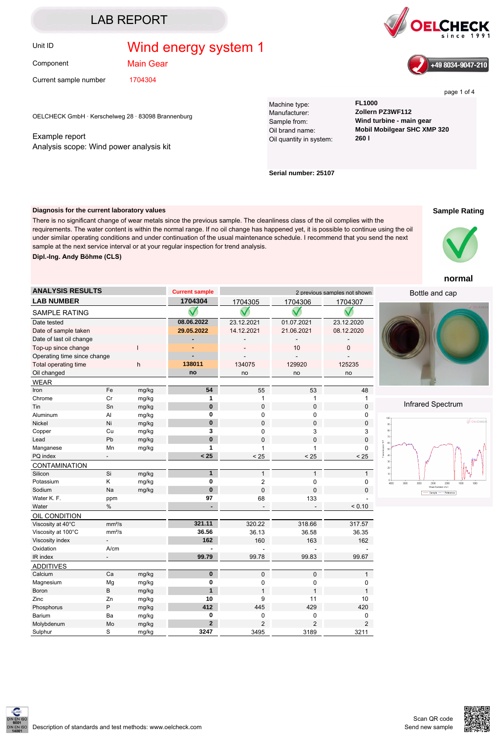# LAB REPORT

OELCHECK since 1991

+49 8034-9047-210

| | |
|---|---|
| Unit ID | Wind energy system 1 |
| Component | Main Gear |
| Current sample number | 1704304 |

OELCHECK GmbH · Kerschelweg 28 · 83098 Brannenburg

Example report
Analysis scope: Wind power analysis kit

| | |
|---|---|
| Machine type: | **FL1000** |
| Manufacturer: | **Zollern PZ3WF112** |
| Sample from: | **Wind turbine - main gear** |
| Oil brand name: | **Mobil Mobilgear SHC XMP 320** |
| Oil quantity in system: | **260 l** |

**Serial number: 25107**

**Diagnosis for the current laboratory values**

There is no significant change of wear metals since the previous sample. The cleanliness class of the oil complies with the requirements. The water content is within the normal range. If no oil change has happened yet, it is possible to continue using the oil under similar operating conditions and under continuation of the usual maintenance schedule. I recommend that you send the next sample at the next service interval or at your regular inspection for trend analysis.

**Dipl.-Ing. Andy Böhme (CLS)**

**Sample Rating**

**normal**

| ANALYSIS RESULTS | | | Current sample | 2 previous samples not shown | | |
|---|---|---|---|---|---|---|
| **LAB NUMBER** | | | **1704304** | 1704305 | 1704306 | 1704307 |
| SAMPLE RATING | | | ✓ | ✓ | ✓ | ✓ |
| Date tested | | | **08.06.2022** | 23.12.2021 | 01.07.2021 | 23.12.2020 |
| Date of sample taken | | | **29.05.2022** | 14.12.2021 | 21.06.2021 | 08.12.2020 |
| Date of last oil change | | | **-** | - | - | - |
| Top-up since change | | l | **-** | - | 10 | 0 |
| Operating time since change | | | **-** | - | - | - |
| Total operating time | | h | **138011** | 134075 | 129920 | 125235 |
| Oil changed | | | **no** | no | no | no |
| **WEAR** | | | | | | |
| Iron | Fe | mg/kg | **54** | 55 | 53 | 48 |
| Chrome | Cr | mg/kg | **1** | 1 | 1 | 1 |
| Tin | Sn | mg/kg | **0** | 0 | 0 | 0 |
| Aluminum | Al | mg/kg | **0** | 0 | 0 | 0 |
| Nickel | Ni | mg/kg | **0** | 0 | 0 | 0 |
| Copper | Cu | mg/kg | **3** | 0 | 3 | 3 |
| Lead | Pb | mg/kg | **0** | 0 | 0 | 0 |
| Manganese | Mn | mg/kg | **1** | 1 | 1 | 0 |
| PQ index | - | | **< 25** | < 25 | < 25 | < 25 |
| **CONTAMINATION** | | | | | | |
| Silicon | Si | mg/kg | **1** | 1 | 1 | 1 |
| Potassium | K | mg/kg | **0** | 2 | 0 | 0 |
| Sodium | Na | mg/kg | **0** | 0 | 0 | 0 |
| Water K. F. | ppm | | **97** | 68 | 133 | - |
| Water | % | | **-** | - | - | < 0.10 |
| **OIL CONDITION** | | | | | | |
| Viscosity at 40°C | mm²/s | | **321.11** | 320.22 | 318.66 | 317.57 |
| Viscosity at 100°C | mm²/s | | **36.56** | 36.13 | 36.58 | 36.35 |
| Viscosity index | - | | **162** | 160 | 163 | 162 |
| Oxidation | A/cm | | **-** | - | - | - |
| IR index | - | | **99.79** | 99.78 | 99.83 | 99.67 |
| **ADDITIVES** | | | | | | |
| Calcium | Ca | mg/kg | **0** | 0 | 0 | 1 |
| Magnesium | Mg | mg/kg | **0** | 0 | 0 | 0 |
| Boron | B | mg/kg | **1** | 1 | 1 | 1 |
| Zinc | Zn | mg/kg | **10** | 9 | 11 | 10 |
| Phosphorus | P | mg/kg | **412** | 445 | 429 | 420 |
| Barium | Ba | mg/kg | **0** | 0 | 0 | 0 |
| Molybdenum | Mo | mg/kg | **2** | 2 | 2 | 2 |
| Sulphur | S | mg/kg | **3247** | 3495 | 3189 | 3211 |

Bottle and cap

Infrared Spectrum

Description of standards and test methods: www.oelcheck.com

Scan QR code
Send new sample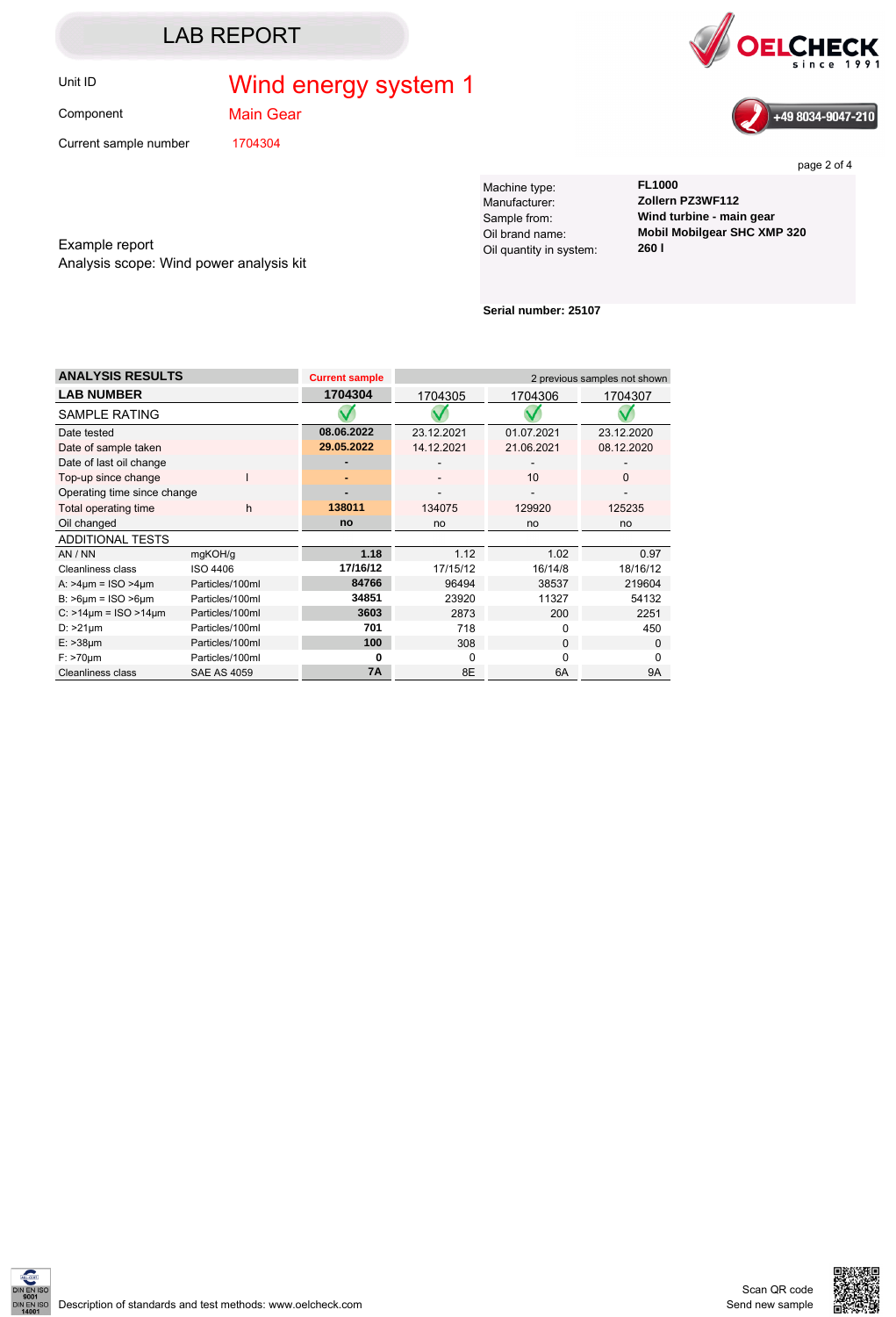# LAB REPORT

OELCHECK since 1991

+49 8034-9047-210

| | |
|---|---|
| Unit ID | Wind energy system 1 |
| Component | Main Gear |
| Current sample number | 1704304 |

Example report
Analysis scope: Wind power analysis kit

| | |
|---|---|
| Machine type: | **FL1000** |
| Manufacturer: | **Zollern PZ3WF112** |
| Sample from: | **Wind turbine - main gear** |
| Oil brand name: | **Mobil Mobilgear SHC XMP 320** |
| Oil quantity in system: | **260 l** |

**Serial number: 25107**

| ANALYSIS RESULTS | | Current sample | 2 previous samples not shown | | |
|---|---|---|---|---|---|
| **LAB NUMBER** | | **1704304** | 1704305 | 1704306 | 1704307 |
| SAMPLE RATING | | ✓ | ✓ | ✓ | ✓ |
| Date tested | | **08.06.2022** | 23.12.2021 | 01.07.2021 | 23.12.2020 |
| Date of sample taken | | **29.05.2022** | 14.12.2021 | 21.06.2021 | 08.12.2020 |
| Date of last oil change | | **-** | - | - | - |
| Top-up since change | l | **-** | - | 10 | 0 |
| Operating time since change | | **-** | - | - | - |
| Total operating time | h | **138011** | 134075 | 129920 | 125235 |
| Oil changed | | **no** | no | no | no |
| ADDITIONAL TESTS | | | | | |
| AN / NN | mgKOH/g | **1.18** | 1.12 | 1.02 | 0.97 |
| Cleanliness class | ISO 4406 | **17/16/12** | 17/15/12 | 16/14/8 | 18/16/12 |
| A: >4µm = ISO >4µm | Particles/100ml | **84766** | 96494 | 38537 | 219604 |
| B: >6µm = ISO >6µm | Particles/100ml | **34851** | 23920 | 11327 | 54132 |
| C: >14µm = ISO >14µm | Particles/100ml | **3603** | 2873 | 200 | 2251 |
| D: >21µm | Particles/100ml | **701** | 718 | 0 | 450 |
| E: >38µm | Particles/100ml | **100** | 308 | 0 | 0 |
| F: >70µm | Particles/100ml | **0** | 0 | 0 | 0 |
| Cleanliness class | SAE AS 4059 | **7A** | 8E | 6A | 9A |

DIN EN ISO 9001
DIN EN ISO 14001

Description of standards and test methods: www.oelcheck.com

Scan QR code
Send new sample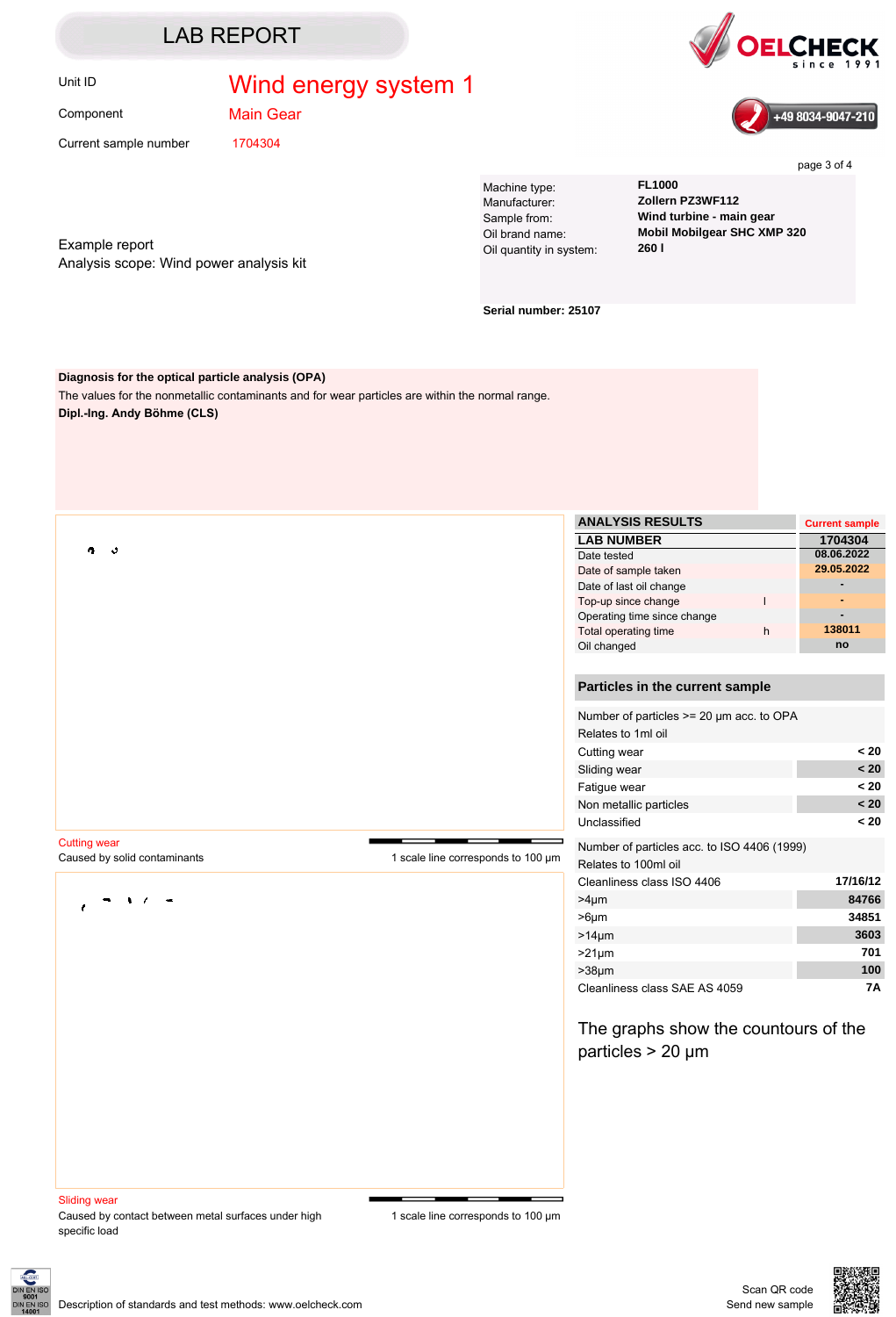# LAB REPORT

OELCHECK since 1991

+49 8034-9047-210

Unit ID: **Wind energy system 1**

Component: **Main Gear**

Current sample number: 1704304

Example report
Analysis scope: Wind power analysis kit

| | |
|---|---|
| Machine type: | **FL1000** |
| Manufacturer: | **Zollern PZ3WF112** |
| Sample from: | **Wind turbine - main gear** |
| Oil brand name: | **Mobil Mobilgear SHC XMP 320** |
| Oil quantity in system: | **260 l** |

**Serial number: 25107**

**Diagnosis for the optical particle analysis (OPA)**

The values for the nonmetallic contaminants and for wear particles are within the normal range.

**Dipl.-Ing. Andy Böhme (CLS)**

| ANALYSIS RESULTS | | Current sample |
|---|---|---|
| **LAB NUMBER** | | **1704304** |
| Date tested | | 08.06.2022 |
| Date of sample taken | | 29.05.2022 |
| Date of last oil change | | - |
| Top-up since change | l | - |
| Operating time since change | | - |
| Total operating time | h | 138011 |
| Oil changed | | no |

## Particles in the current sample

| | |
|---|---|
| Number of particles >= 20 µm acc. to OPA | |
| Relates to 1ml oil | |
| Cutting wear | < 20 |
| Sliding wear | < 20 |
| Fatigue wear | < 20 |
| Non metallic particles | < 20 |
| Unclassified | < 20 |
| Number of particles acc. to ISO 4406 (1999) | |
| Relates to 100ml oil | |
| Cleanliness class ISO 4406 | 17/16/12 |
| >4µm | 84766 |
| >6µm | 34851 |
| >14µm | 3603 |
| >21µm | 701 |
| >38µm | 100 |
| Cleanliness class SAE AS 4059 | 7A |

The graphs show the countours of the particles > 20 µm

Cutting wear
Caused by solid contaminants — 1 scale line corresponds to 100 µm

Sliding wear
Caused by contact between metal surfaces under high specific load — 1 scale line corresponds to 100 µm

Description of standards and test methods: www.oelcheck.com

Scan QR code
Send new sample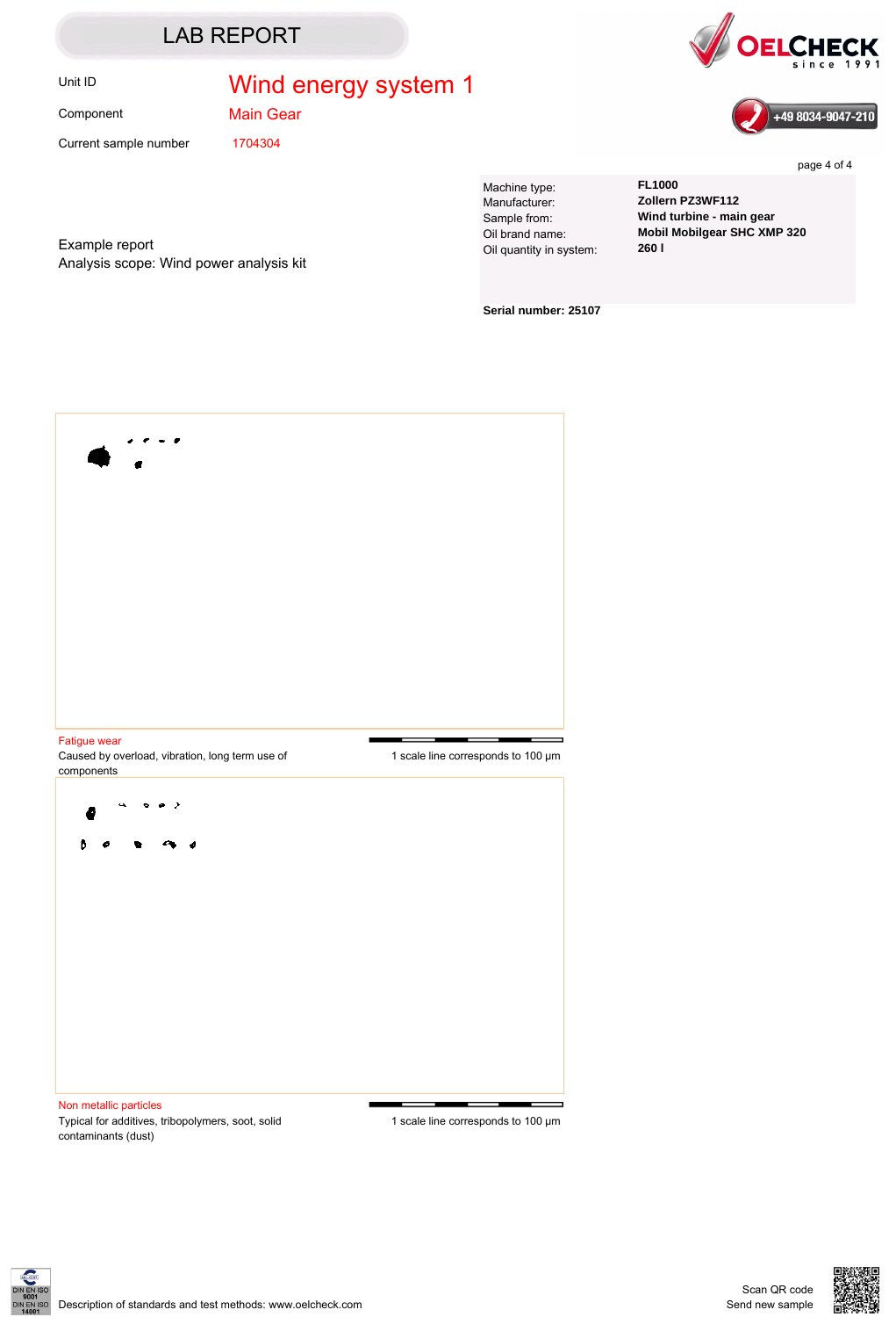# LAB REPORT

Unit ID **Wind energy system 1**

Component **Main Gear**

Current sample number **1704304**

Example report
Analysis scope: Wind power analysis kit

| | |
|---|---|
| Machine type: | **FL1000** |
| Manufacturer: | **Zollern PZ3WF112** |
| Sample from: | **Wind turbine - main gear** |
| Oil brand name: | **Mobil Mobilgear SHC XMP 320** |
| Oil quantity in system: | **260 l** |

**Serial number: 25107**

Fatigue wear
Caused by overload, vibration, long term use of components

1 scale line corresponds to 100 µm

Non metallic particles
Typical for additives, tribopolymers, soot, solid contaminants (dust)

1 scale line corresponds to 100 µm

Description of standards and test methods: www.oelcheck.com

Scan QR code
Send new sample